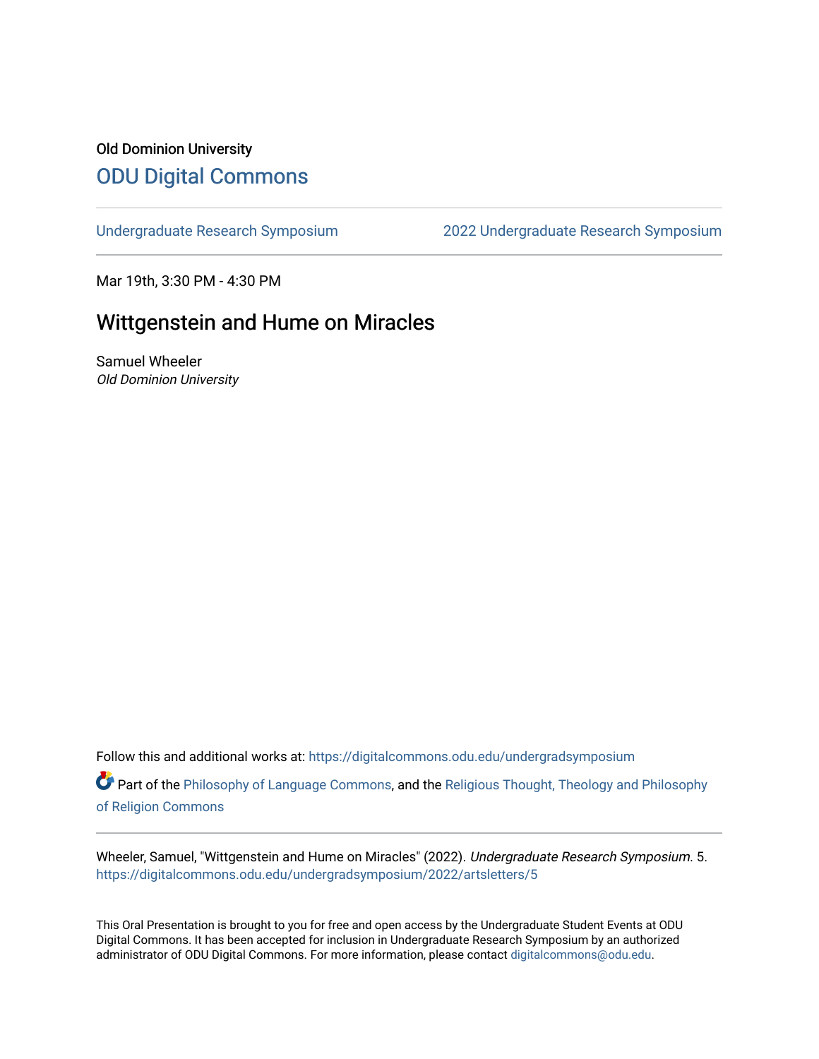Old Dominion University

# ODU Digital Commons

Undergraduate Research Symposium | 2022 Undergraduate Research Symposium

Mar 19th, 3:30 PM - 4:30 PM

## Wittgenstein and Hume on Miracles

Samuel Wheeler
*Old Dominion University*

Follow this and additional works at: https://digitalcommons.odu.edu/undergradsymposium

Part of the Philosophy of Language Commons, and the Religious Thought, Theology and Philosophy of Religion Commons

Wheeler, Samuel, "Wittgenstein and Hume on Miracles" (2022). *Undergraduate Research Symposium*. 5.
https://digitalcommons.odu.edu/undergradsymposium/2022/artsletters/5

This Oral Presentation is brought to you for free and open access by the Undergraduate Student Events at ODU Digital Commons. It has been accepted for inclusion in Undergraduate Research Symposium by an authorized administrator of ODU Digital Commons. For more information, please contact digitalcommons@odu.edu.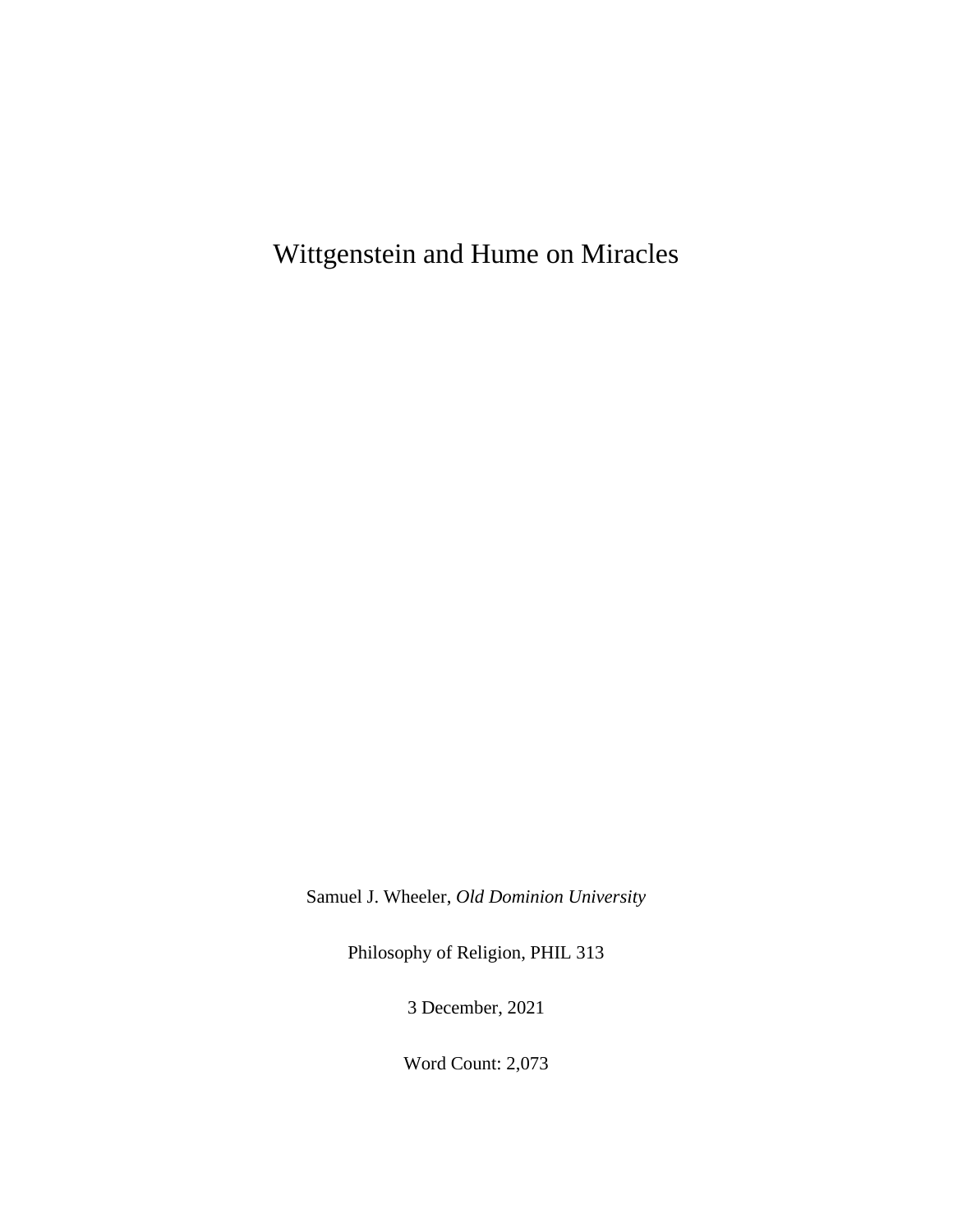# Wittgenstein and Hume on Miracles

Samuel J. Wheeler, *Old Dominion University*

Philosophy of Religion, PHIL 313

3 December, 2021

Word Count: 2,073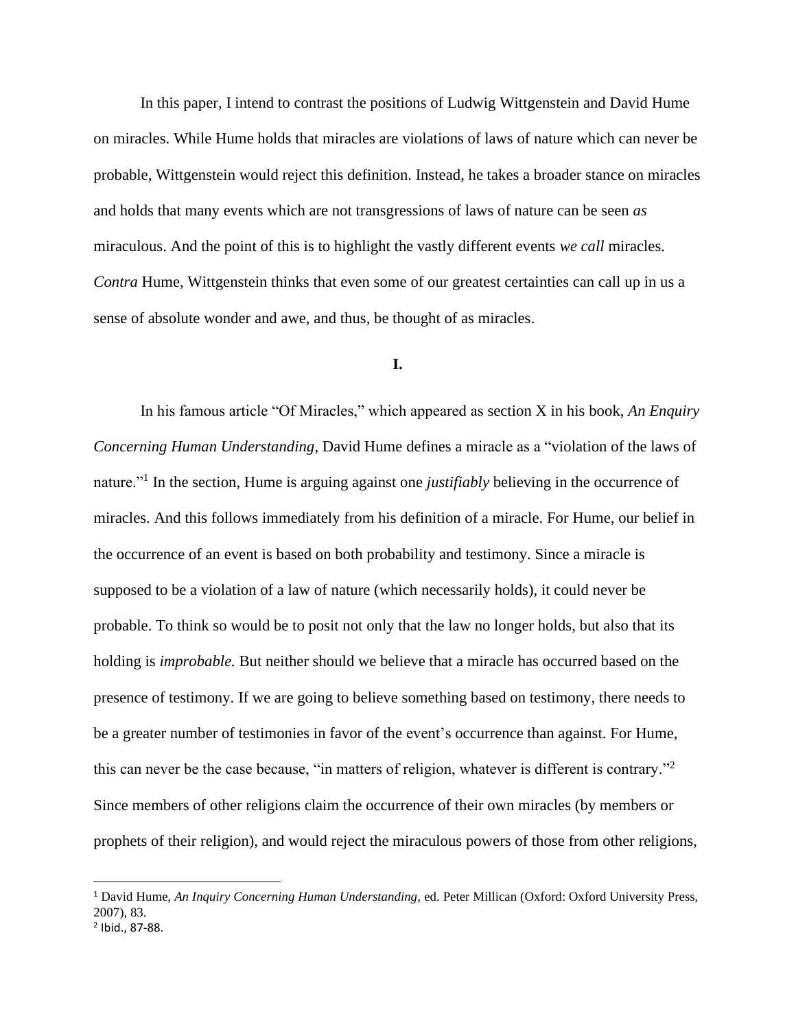In this paper, I intend to contrast the positions of Ludwig Wittgenstein and David Hume on miracles. While Hume holds that miracles are violations of laws of nature which can never be probable, Wittgenstein would reject this definition. Instead, he takes a broader stance on miracles and holds that many events which are not transgressions of laws of nature can be seen *as* miraculous. And the point of this is to highlight the vastly different events *we call* miracles. *Contra* Hume, Wittgenstein thinks that even some of our greatest certainties can call up in us a sense of absolute wonder and awe, and thus, be thought of as miracles.

## I.

In his famous article "Of Miracles," which appeared as section X in his book, *An Enquiry Concerning Human Understanding*, David Hume defines a miracle as a "violation of the laws of nature."[1] In the section, Hume is arguing against one *justifiably* believing in the occurrence of miracles. And this follows immediately from his definition of a miracle. For Hume, our belief in the occurrence of an event is based on both probability and testimony. Since a miracle is supposed to be a violation of a law of nature (which necessarily holds), it could never be probable. To think so would be to posit not only that the law no longer holds, but also that its holding is *improbable.* But neither should we believe that a miracle has occurred based on the presence of testimony. If we are going to believe something based on testimony, there needs to be a greater number of testimonies in favor of the event's occurrence than against. For Hume, this can never be the case because, "in matters of religion, whatever is different is contrary."[2] Since members of other religions claim the occurrence of their own miracles (by members or prophets of their religion), and would reject the miraculous powers of those from other religions,

---

[1] David Hume, *An Inquiry Concerning Human Understanding,* ed. Peter Millican (Oxford: Oxford University Press, 2007), 83.

[2] Ibid., 87-88.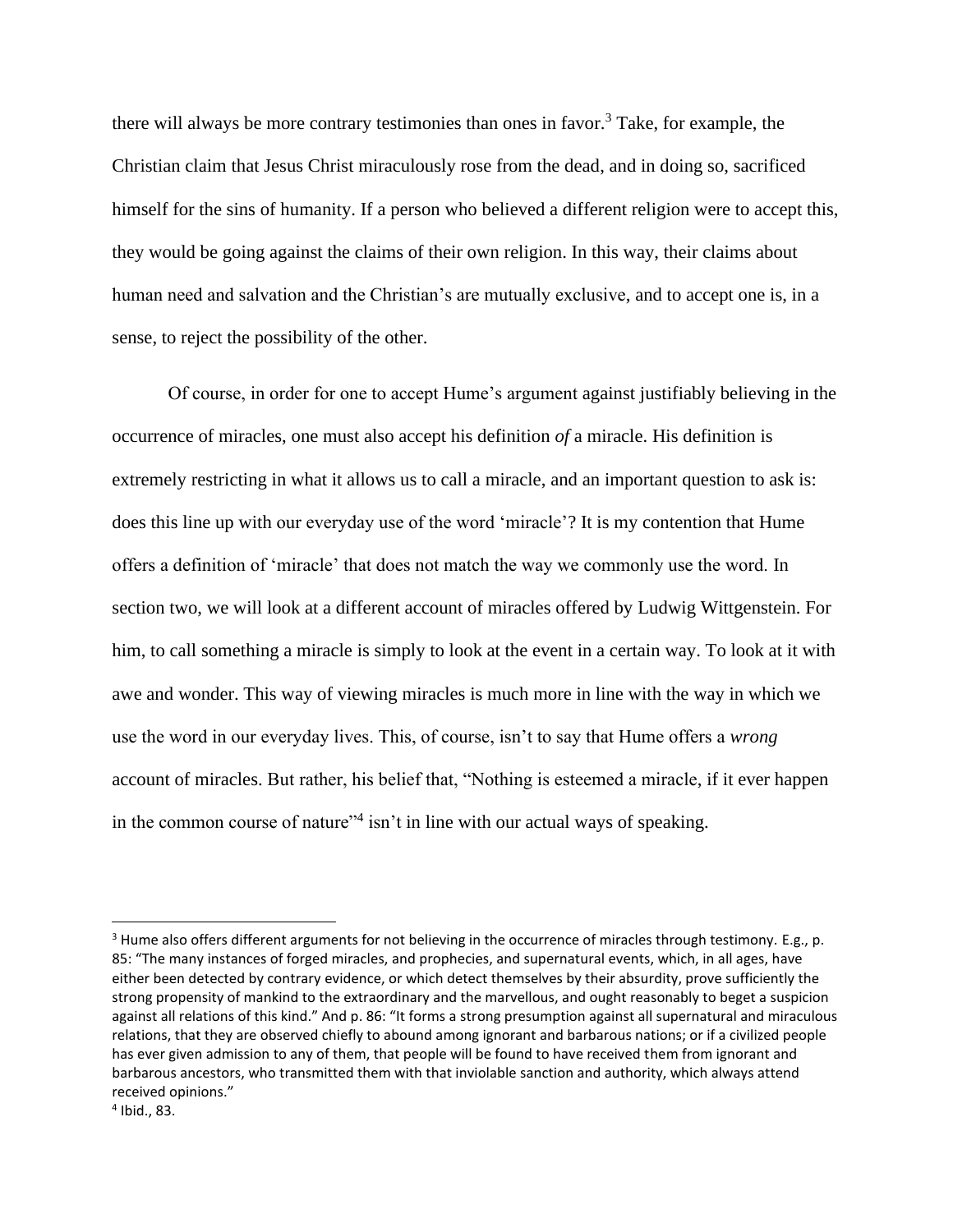there will always be more contrary testimonies than ones in favor.[3] Take, for example, the Christian claim that Jesus Christ miraculously rose from the dead, and in doing so, sacrificed himself for the sins of humanity. If a person who believed a different religion were to accept this, they would be going against the claims of their own religion. In this way, their claims about human need and salvation and the Christian's are mutually exclusive, and to accept one is, in a sense, to reject the possibility of the other.

Of course, in order for one to accept Hume's argument against justifiably believing in the occurrence of miracles, one must also accept his definition *of* a miracle. His definition is extremely restricting in what it allows us to call a miracle, and an important question to ask is: does this line up with our everyday use of the word 'miracle'? It is my contention that Hume offers a definition of 'miracle' that does not match the way we commonly use the word. In section two, we will look at a different account of miracles offered by Ludwig Wittgenstein. For him, to call something a miracle is simply to look at the event in a certain way. To look at it with awe and wonder. This way of viewing miracles is much more in line with the way in which we use the word in our everyday lives. This, of course, isn't to say that Hume offers a *wrong* account of miracles. But rather, his belief that, "Nothing is esteemed a miracle, if it ever happen in the common course of nature"[4] isn't in line with our actual ways of speaking.

---

[3] Hume also offers different arguments for not believing in the occurrence of miracles through testimony. E.g., p. 85: "The many instances of forged miracles, and prophecies, and supernatural events, which, in all ages, have either been detected by contrary evidence, or which detect themselves by their absurdity, prove sufficiently the strong propensity of mankind to the extraordinary and the marvellous, and ought reasonably to beget a suspicion against all relations of this kind." And p. 86: "It forms a strong presumption against all supernatural and miraculous relations, that they are observed chiefly to abound among ignorant and barbarous nations; or if a civilized people has ever given admission to any of them, that people will be found to have received them from ignorant and barbarous ancestors, who transmitted them with that inviolable sanction and authority, which always attend received opinions."

[4] Ibid., 83.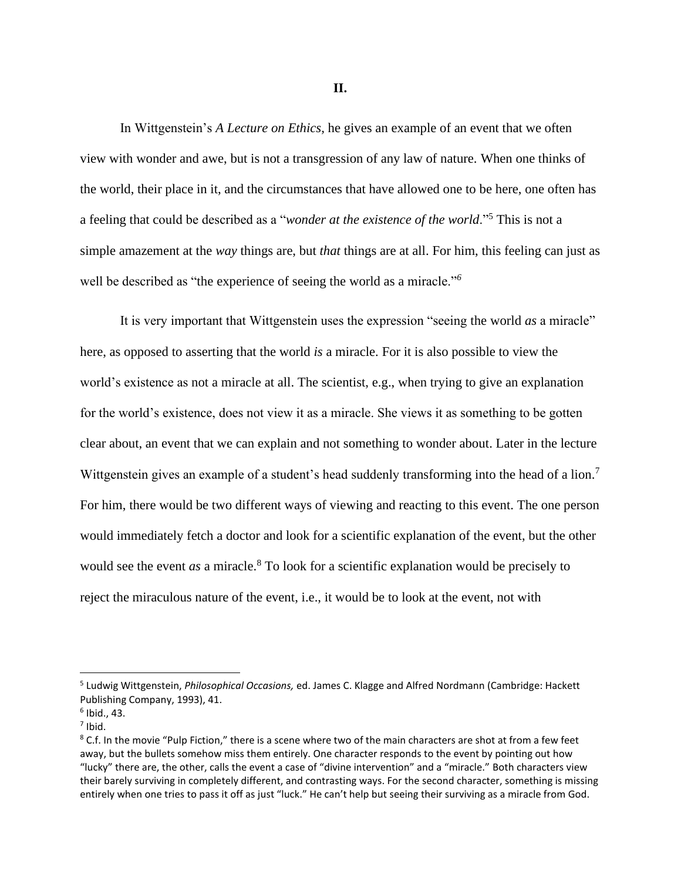## II.

In Wittgenstein's *A Lecture on Ethics,* he gives an example of an event that we often view with wonder and awe, but is not a transgression of any law of nature. When one thinks of the world, their place in it, and the circumstances that have allowed one to be here, one often has a feeling that could be described as a "*wonder at the existence of the world*."[5] This is not a simple amazement at the *way* things are, but *that* things are at all. For him, this feeling can just as well be described as "the experience of seeing the world as a miracle."[6]

It is very important that Wittgenstein uses the expression "seeing the world *as* a miracle" here, as opposed to asserting that the world *is* a miracle. For it is also possible to view the world's existence as not a miracle at all. The scientist, e.g., when trying to give an explanation for the world's existence, does not view it as a miracle. She views it as something to be gotten clear about, an event that we can explain and not something to wonder about. Later in the lecture Wittgenstein gives an example of a student's head suddenly transforming into the head of a lion.[7] For him, there would be two different ways of viewing and reacting to this event. The one person would immediately fetch a doctor and look for a scientific explanation of the event, but the other would see the event *as* a miracle.[8] To look for a scientific explanation would be precisely to reject the miraculous nature of the event, i.e., it would be to look at the event, not with

---

[5] Ludwig Wittgenstein, *Philosophical Occasions,* ed. James C. Klagge and Alfred Nordmann (Cambridge: Hackett Publishing Company, 1993), 41.

[6] Ibid., 43.

[7] Ibid.

[8] C.f. In the movie "Pulp Fiction," there is a scene where two of the main characters are shot at from a few feet away, but the bullets somehow miss them entirely. One character responds to the event by pointing out how "lucky" there are, the other, calls the event a case of "divine intervention" and a "miracle." Both characters view their barely surviving in completely different, and contrasting ways. For the second character, something is missing entirely when one tries to pass it off as just "luck." He can't help but seeing their surviving as a miracle from God.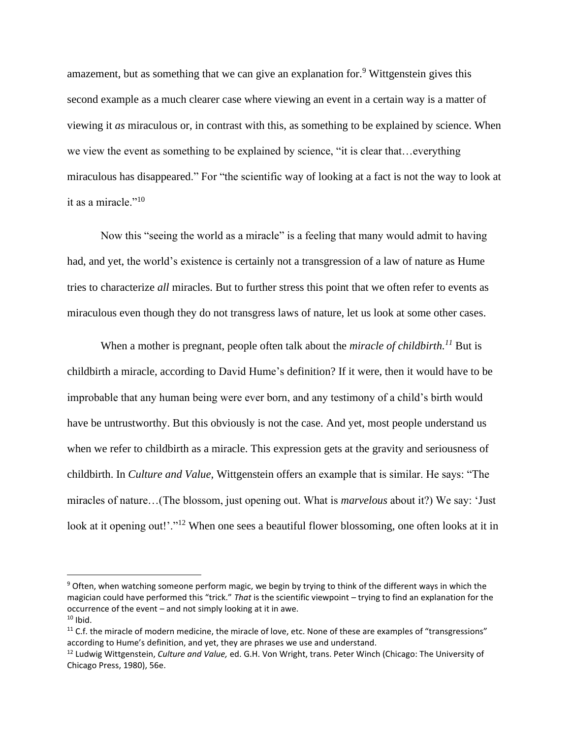amazement, but as something that we can give an explanation for.[9] Wittgenstein gives this second example as a much clearer case where viewing an event in a certain way is a matter of viewing it *as* miraculous or, in contrast with this, as something to be explained by science. When we view the event as something to be explained by science, "it is clear that…everything miraculous has disappeared." For "the scientific way of looking at a fact is not the way to look at it as a miracle."[10]

Now this "seeing the world as a miracle" is a feeling that many would admit to having had, and yet, the world's existence is certainly not a transgression of a law of nature as Hume tries to characterize *all* miracles. But to further stress this point that we often refer to events as miraculous even though they do not transgress laws of nature, let us look at some other cases.

When a mother is pregnant, people often talk about the *miracle of childbirth.*[11] But is childbirth a miracle, according to David Hume's definition? If it were, then it would have to be improbable that any human being were ever born, and any testimony of a child's birth would have be untrustworthy. But this obviously is not the case. And yet, most people understand us when we refer to childbirth as a miracle. This expression gets at the gravity and seriousness of childbirth. In *Culture and Value,* Wittgenstein offers an example that is similar. He says: "The miracles of nature…(The blossom, just opening out. What is *marvelous* about it?) We say: 'Just look at it opening out!'."[12] When one sees a beautiful flower blossoming, one often looks at it in

---

[9] Often, when watching someone perform magic, we begin by trying to think of the different ways in which the magician could have performed this "trick." *That* is the scientific viewpoint – trying to find an explanation for the occurrence of the event – and not simply looking at it in awe.

[10] Ibid.

[11] C.f. the miracle of modern medicine, the miracle of love, etc. None of these are examples of "transgressions" according to Hume's definition, and yet, they are phrases we use and understand.

[12] Ludwig Wittgenstein, *Culture and Value,* ed. G.H. Von Wright, trans. Peter Winch (Chicago: The University of Chicago Press, 1980), 56e.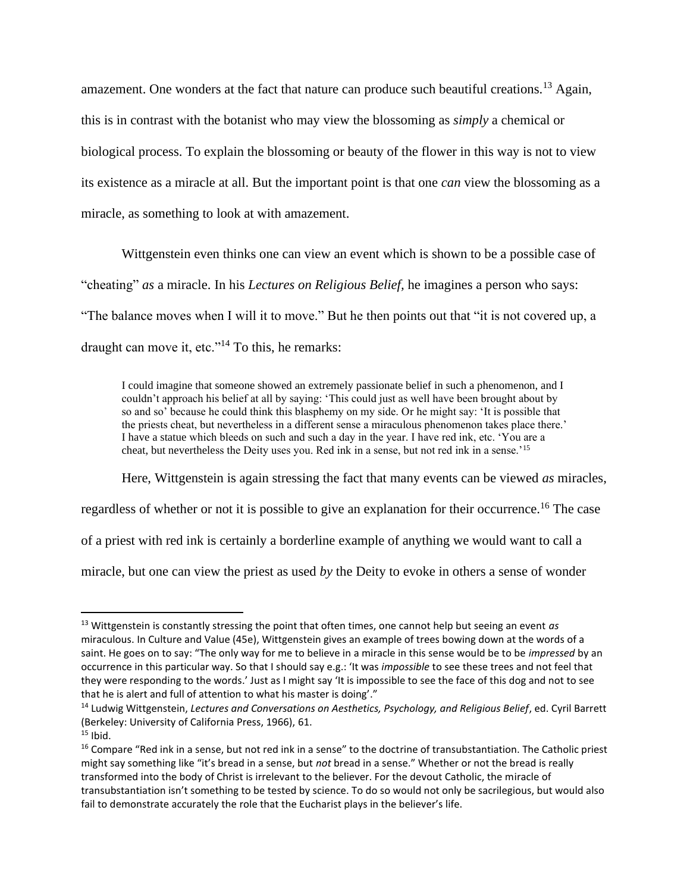amazement. One wonders at the fact that nature can produce such beautiful creations.[13] Again, this is in contrast with the botanist who may view the blossoming as *simply* a chemical or biological process. To explain the blossoming or beauty of the flower in this way is not to view its existence as a miracle at all. But the important point is that one *can* view the blossoming as a miracle, as something to look at with amazement.

Wittgenstein even thinks one can view an event which is shown to be a possible case of "cheating" *as* a miracle. In his *Lectures on Religious Belief*, he imagines a person who says: "The balance moves when I will it to move." But he then points out that "it is not covered up, a draught can move it, etc."[14] To this, he remarks:

> I could imagine that someone showed an extremely passionate belief in such a phenomenon, and I couldn't approach his belief at all by saying: 'This could just as well have been brought about by so and so' because he could think this blasphemy on my side. Or he might say: 'It is possible that the priests cheat, but nevertheless in a different sense a miraculous phenomenon takes place there.' I have a statue which bleeds on such and such a day in the year. I have red ink, etc. 'You are a cheat, but nevertheless the Deity uses you. Red ink in a sense, but not red ink in a sense.'[15]

Here, Wittgenstein is again stressing the fact that many events can be viewed *as* miracles, regardless of whether or not it is possible to give an explanation for their occurrence.[16] The case of a priest with red ink is certainly a borderline example of anything we would want to call a miracle, but one can view the priest as used *by* the Deity to evoke in others a sense of wonder

---

[13] Wittgenstein is constantly stressing the point that often times, one cannot help but seeing an event *as* miraculous. In Culture and Value (45e), Wittgenstein gives an example of trees bowing down at the words of a saint. He goes on to say: "The only way for me to believe in a miracle in this sense would be to be *impressed* by an occurrence in this particular way. So that I should say e.g.: 'It was *impossible* to see these trees and not feel that they were responding to the words.' Just as I might say 'It is impossible to see the face of this dog and not to see that he is alert and full of attention to what his master is doing'."

[14] Ludwig Wittgenstein, *Lectures and Conversations on Aesthetics, Psychology, and Religious Belief*, ed. Cyril Barrett (Berkeley: University of California Press, 1966), 61.

[15] Ibid.

[16] Compare "Red ink in a sense, but not red ink in a sense" to the doctrine of transubstantiation. The Catholic priest might say something like "it's bread in a sense, but *not* bread in a sense." Whether or not the bread is really transformed into the body of Christ is irrelevant to the believer. For the devout Catholic, the miracle of transubstantiation isn't something to be tested by science. To do so would not only be sacrilegious, but would also fail to demonstrate accurately the role that the Eucharist plays in the believer's life.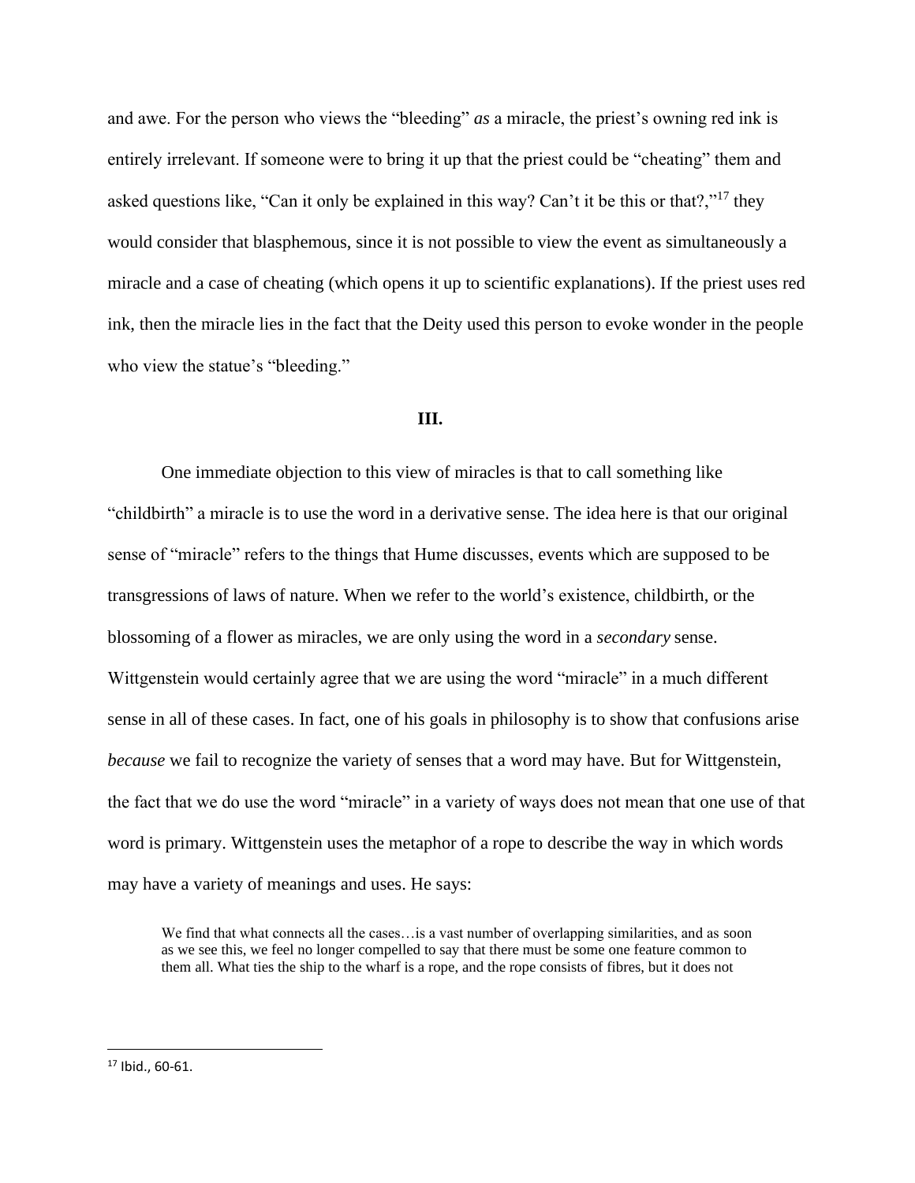and awe. For the person who views the "bleeding" *as* a miracle, the priest's owning red ink is entirely irrelevant. If someone were to bring it up that the priest could be "cheating" them and asked questions like, "Can it only be explained in this way? Can't it be this or that?,"[17] they would consider that blasphemous, since it is not possible to view the event as simultaneously a miracle and a case of cheating (which opens it up to scientific explanations). If the priest uses red ink, then the miracle lies in the fact that the Deity used this person to evoke wonder in the people who view the statue's "bleeding."

## III.

One immediate objection to this view of miracles is that to call something like "childbirth" a miracle is to use the word in a derivative sense. The idea here is that our original sense of "miracle" refers to the things that Hume discusses, events which are supposed to be transgressions of laws of nature. When we refer to the world's existence, childbirth, or the blossoming of a flower as miracles, we are only using the word in a *secondary* sense. Wittgenstein would certainly agree that we are using the word "miracle" in a much different sense in all of these cases. In fact, one of his goals in philosophy is to show that confusions arise *because* we fail to recognize the variety of senses that a word may have. But for Wittgenstein, the fact that we do use the word "miracle" in a variety of ways does not mean that one use of that word is primary. Wittgenstein uses the metaphor of a rope to describe the way in which words may have a variety of meanings and uses. He says:

> We find that what connects all the cases…is a vast number of overlapping similarities, and as soon as we see this, we feel no longer compelled to say that there must be some one feature common to them all. What ties the ship to the wharf is a rope, and the rope consists of fibres, but it does not

---

[17] Ibid., 60-61.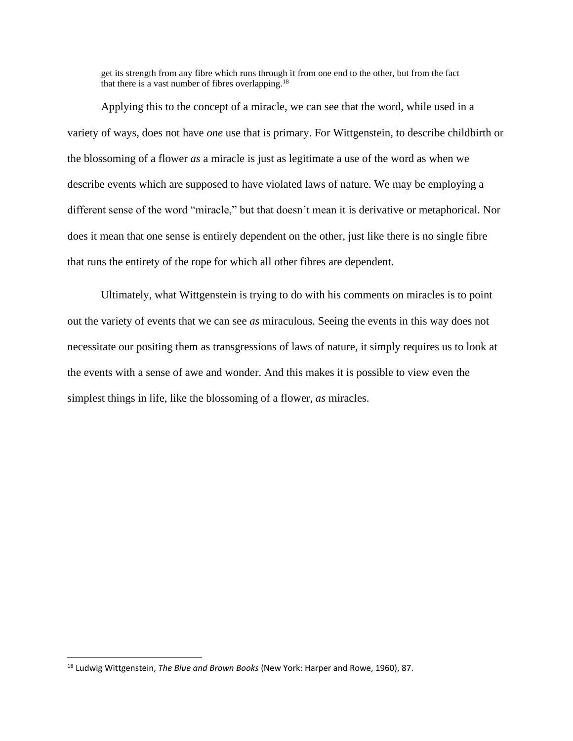> get its strength from any fibre which runs through it from one end to the other, but from the fact that there is a vast number of fibres overlapping.[18]

Applying this to the concept of a miracle, we can see that the word, while used in a variety of ways, does not have *one* use that is primary. For Wittgenstein, to describe childbirth or the blossoming of a flower *as* a miracle is just as legitimate a use of the word as when we describe events which are supposed to have violated laws of nature. We may be employing a different sense of the word "miracle," but that doesn't mean it is derivative or metaphorical. Nor does it mean that one sense is entirely dependent on the other, just like there is no single fibre that runs the entirety of the rope for which all other fibres are dependent.

Ultimately, what Wittgenstein is trying to do with his comments on miracles is to point out the variety of events that we can see *as* miraculous. Seeing the events in this way does not necessitate our positing them as transgressions of laws of nature, it simply requires us to look at the events with a sense of awe and wonder. And this makes it is possible to view even the simplest things in life, like the blossoming of a flower, *as* miracles.

---

[18] Ludwig Wittgenstein, *The Blue and Brown Books* (New York: Harper and Rowe, 1960), 87.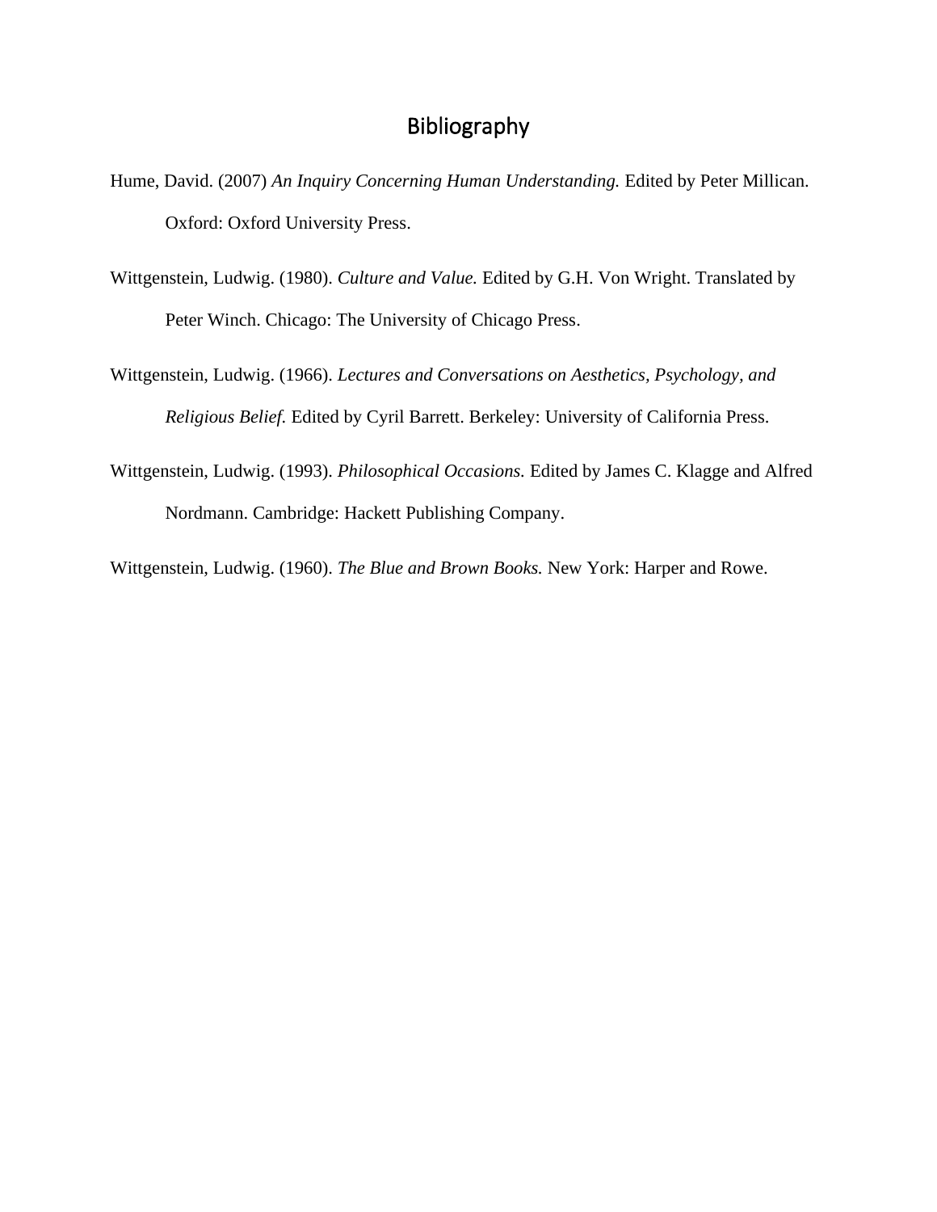# Bibliography

Hume, David. (2007) *An Inquiry Concerning Human Understanding.* Edited by Peter Millican. Oxford: Oxford University Press.

Wittgenstein, Ludwig. (1980). *Culture and Value.* Edited by G.H. Von Wright. Translated by Peter Winch. Chicago: The University of Chicago Press.

Wittgenstein, Ludwig. (1966). *Lectures and Conversations on Aesthetics, Psychology, and Religious Belief.* Edited by Cyril Barrett. Berkeley: University of California Press.

Wittgenstein, Ludwig. (1993). *Philosophical Occasions.* Edited by James C. Klagge and Alfred Nordmann. Cambridge: Hackett Publishing Company.

Wittgenstein, Ludwig. (1960). *The Blue and Brown Books.* New York: Harper and Rowe.